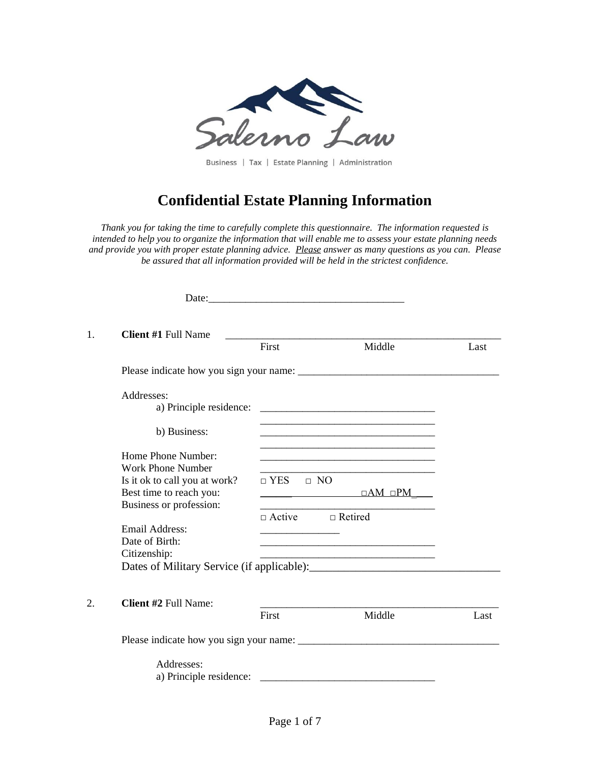Salerno Law

Business | Tax | Estate Planning | Administration

# Confidential Estate Planning Information

*Thank you for taking the time to carefully complete this questionnaire. The information requested is intended to help you to organize the information that will enable me to assess your estate planning needs and provide you with proper estate planning advice. Please answer as many questions as you can. Please be assured that all information provided will be held in the strictest confidence.*

Date:_____________________________________

1. **Client #1** Full Name _____________________________________________________

   First Middle Last

   Please indicate how you sign your name: _____________________________________

   Addresses:

   a) Principle residence: _________________________________

   _________________________________

   b) Business: _________________________________

   _________________________________

   Home Phone Number: _________________________________

   Work Phone Number _________________________________

   Is it ok to call you at work? □ YES □ NO

   Best time to reach you: ______ □AM □PM ___

   Business or profession: _________________________________

   □ Active □ Retired

   Email Address: _______________

   Date of Birth: _________________________________

   Citizenship: _________________________________

   Dates of Military Service (if applicable):_________________________________

2. **Client #2** Full Name: _____________________________________________

   First Middle Last

   Please indicate how you sign your name: _____________________________________

   Addresses:

   a) Principle residence: _________________________________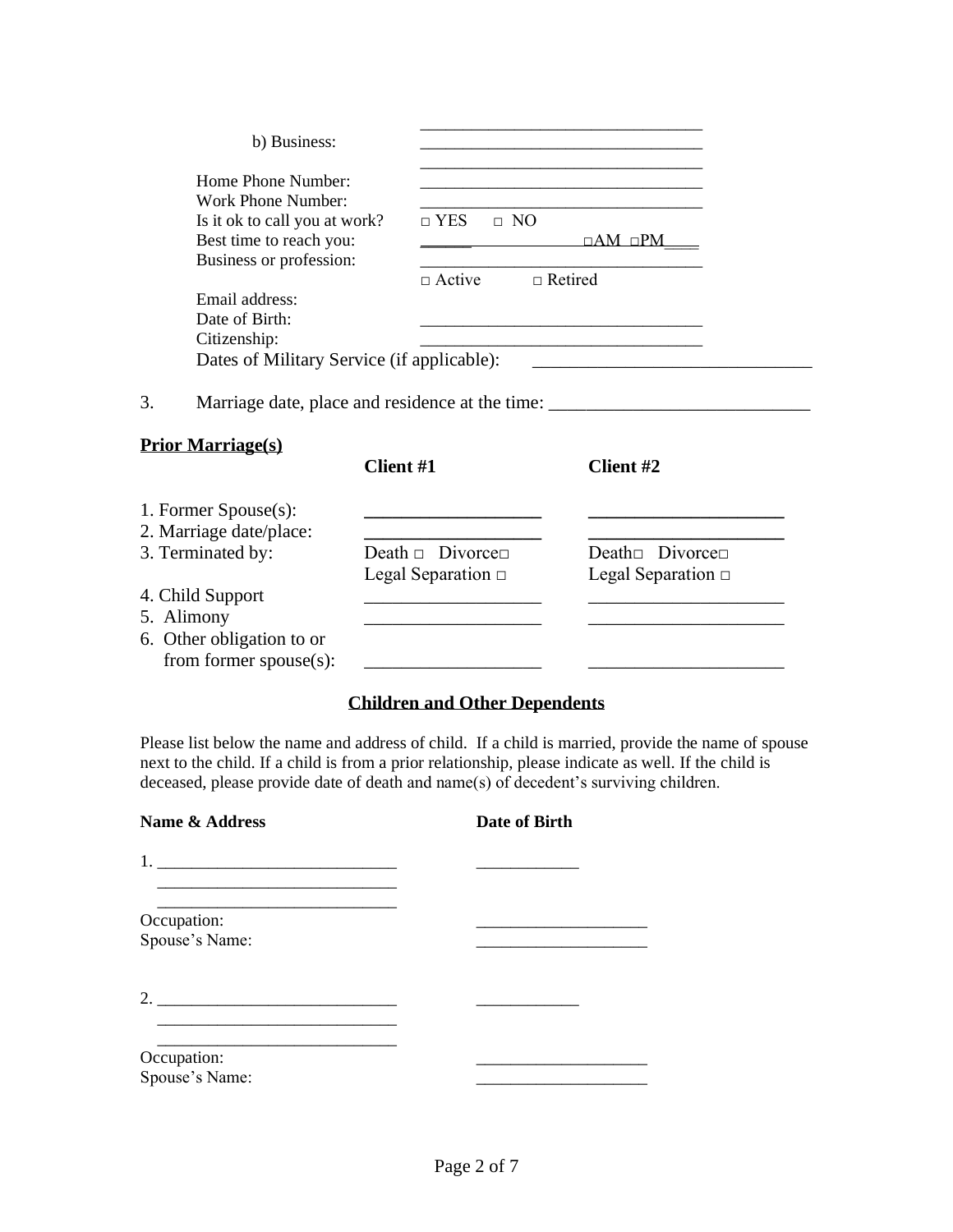b) Business: \_\_\_\_\_\_\_\_\_\_\_\_\_\_\_\_\_\_\_\_\_\_\_\_\_\_\_\_\_\_\_\_

Home Phone Number: \_\_\_\_\_\_\_\_\_\_\_\_\_\_\_\_\_\_\_\_\_\_\_\_\_\_\_\_\_\_\_\_
Work Phone Number: \_\_\_\_\_\_\_\_\_\_\_\_\_\_\_\_\_\_\_\_\_\_\_\_\_\_\_\_\_\_\_\_
Is it ok to call you at work? □ YES □ NO
Best time to reach you: \_\_\_\_\_\_ □AM □PM\_\_\_\_
Business or profession: \_\_\_\_\_\_\_\_\_\_\_\_\_\_\_\_\_\_\_\_\_\_\_\_\_\_\_\_\_\_\_\_
□ Active □ Retired
Email address:
Date of Birth: \_\_\_\_\_\_\_\_\_\_\_\_\_\_\_\_\_\_\_\_\_\_\_\_\_\_\_\_\_\_\_\_
Citizenship: \_\_\_\_\_\_\_\_\_\_\_\_\_\_\_\_\_\_\_\_\_\_\_\_\_\_\_\_\_\_\_\_
Dates of Military Service (if applicable): \_\_\_\_\_\_\_\_\_\_\_\_\_\_\_\_\_\_\_\_\_\_\_\_\_\_\_\_\_\_

3. Marriage date, place and residence at the time: \_\_\_\_\_\_\_\_\_\_\_\_\_\_\_\_\_\_\_\_\_\_\_\_\_\_\_\_

**Prior Marriage(s)**

| | **Client #1** | **Client #2** |
|---|---|---|
| 1. Former Spouse(s): | \_\_\_\_\_\_\_\_\_\_\_\_\_\_\_\_\_\_\_ | \_\_\_\_\_\_\_\_\_\_\_\_\_\_\_\_\_\_\_\_\_ |
| 2. Marriage date/place: | \_\_\_\_\_\_\_\_\_\_\_\_\_\_\_\_\_\_\_ | \_\_\_\_\_\_\_\_\_\_\_\_\_\_\_\_\_\_\_\_\_ |
| 3. Terminated by: | Death □ Divorce□ Legal Separation □ | Death□ Divorce□ Legal Separation □ |
| 4. Child Support | \_\_\_\_\_\_\_\_\_\_\_\_\_\_\_\_\_\_\_ | \_\_\_\_\_\_\_\_\_\_\_\_\_\_\_\_\_\_\_\_\_ |
| 5. Alimony | \_\_\_\_\_\_\_\_\_\_\_\_\_\_\_\_\_\_\_ | \_\_\_\_\_\_\_\_\_\_\_\_\_\_\_\_\_\_\_\_\_ |
| 6. Other obligation to or from former spouse(s): | \_\_\_\_\_\_\_\_\_\_\_\_\_\_\_\_\_\_\_ | \_\_\_\_\_\_\_\_\_\_\_\_\_\_\_\_\_\_\_\_\_ |

## Children and Other Dependents

Please list below the name and address of child. If a child is married, provide the name of spouse next to the child. If a child is from a prior relationship, please indicate as well. If the child is deceased, please provide date of death and name(s) of decedent's surviving children.

**Name & Address** **Date of Birth**

1. \_\_\_\_\_\_\_\_\_\_\_\_\_\_\_\_\_\_\_\_\_\_\_\_\_\_\_\_ \_\_\_\_\_\_\_\_\_\_\_\_
\_\_\_\_\_\_\_\_\_\_\_\_\_\_\_\_\_\_\_\_\_\_\_\_\_\_\_\_
\_\_\_\_\_\_\_\_\_\_\_\_\_\_\_\_\_\_\_\_\_\_\_\_\_\_\_\_

Occupation: \_\_\_\_\_\_\_\_\_\_\_\_\_\_\_\_\_\_\_\_
Spouse's Name: \_\_\_\_\_\_\_\_\_\_\_\_\_\_\_\_\_\_\_\_

2. \_\_\_\_\_\_\_\_\_\_\_\_\_\_\_\_\_\_\_\_\_\_\_\_\_\_\_\_ \_\_\_\_\_\_\_\_\_\_\_\_
\_\_\_\_\_\_\_\_\_\_\_\_\_\_\_\_\_\_\_\_\_\_\_\_\_\_\_\_
\_\_\_\_\_\_\_\_\_\_\_\_\_\_\_\_\_\_\_\_\_\_\_\_\_\_\_\_

Occupation: \_\_\_\_\_\_\_\_\_\_\_\_\_\_\_\_\_\_\_\_
Spouse's Name: \_\_\_\_\_\_\_\_\_\_\_\_\_\_\_\_\_\_\_\_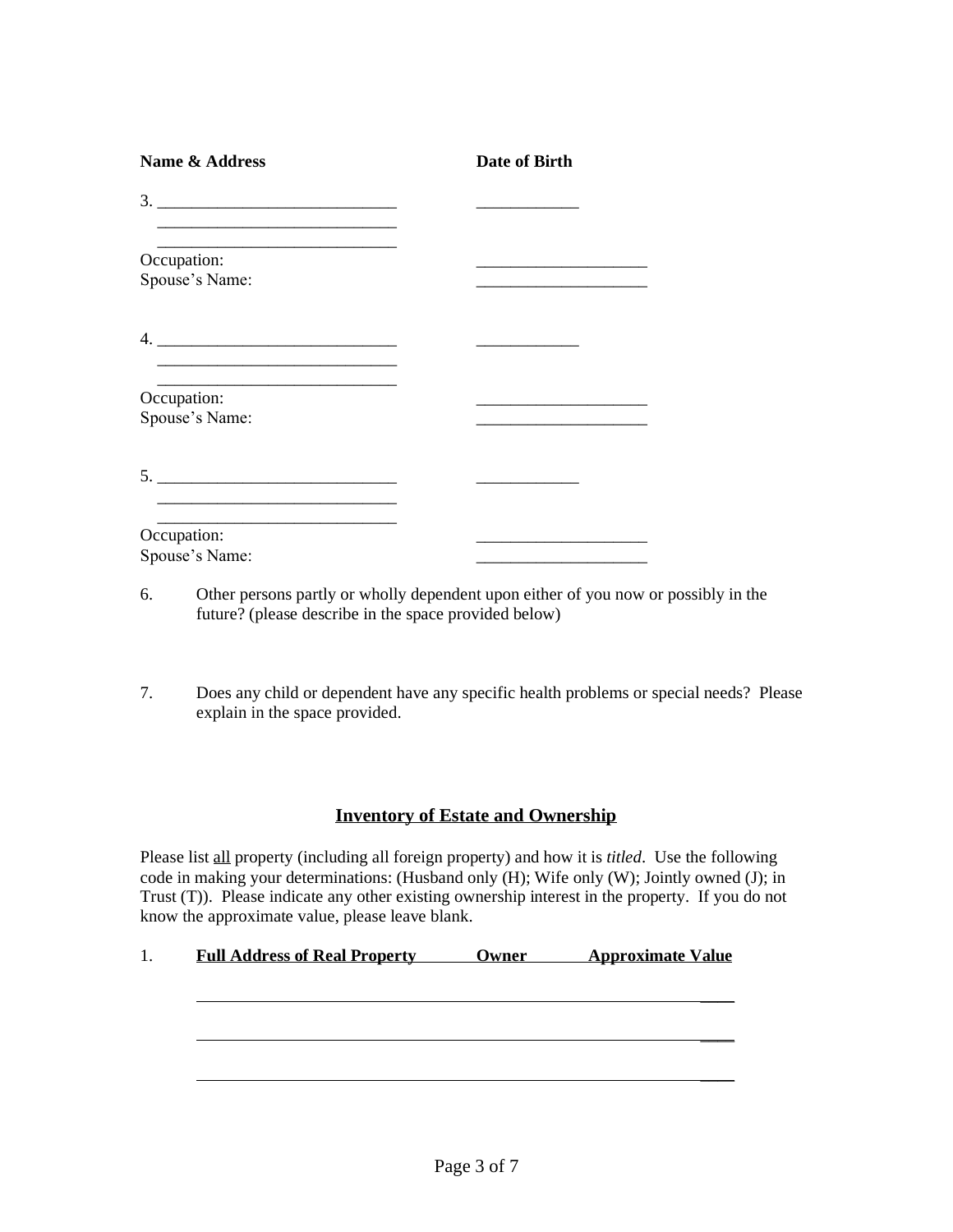| **Name & Address** | **Date of Birth** |
|---|---|
| 3. ____________________________ | ____________ |
| ____________________________ | |
| ____________________________ | |
| Occupation: | ____________________ |
| Spouse's Name: | ____________________ |
| 4. ____________________________ | ____________ |
| ____________________________ | |
| ____________________________ | |
| Occupation: | ____________________ |
| Spouse's Name: | ____________________ |
| 5. ____________________________ | ____________ |
| ____________________________ | |
| ____________________________ | |
| Occupation: | ____________________ |
| Spouse's Name: | ____________________ |

6. Other persons partly or wholly dependent upon either of you now or possibly in the future? (please describe in the space provided below)

7. Does any child or dependent have any specific health problems or special needs? Please explain in the space provided.

## Inventory of Estate and Ownership

Please list all property (including all foreign property) and how it is *titled*. Use the following code in making your determinations: (Husband only (H); Wife only (W); Jointly owned (J); in Trust (T)). Please indicate any other existing ownership interest in the property. If you do not know the approximate value, please leave blank.

1.

| **Full Address of Real Property** | **Owner** | **Approximate Value** |
|---|---|---|
| | | |
| | | |
| | | |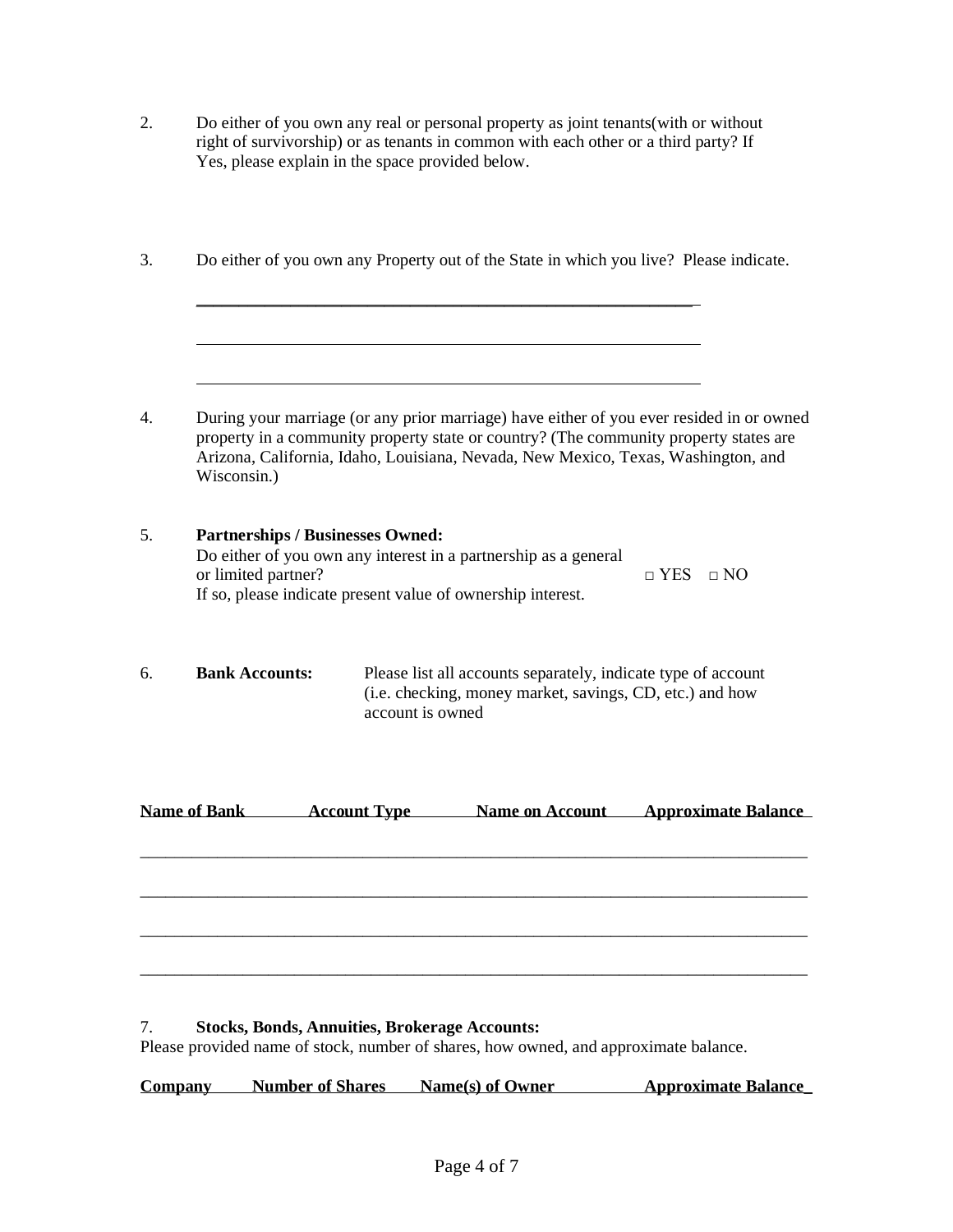2. Do either of you own any real or personal property as joint tenants(with or without right of survivorship) or as tenants in common with each other or a third party? If Yes, please explain in the space provided below.

3. Do either of you own any Property out of the State in which you live? Please indicate.

\_\_\_\_\_\_\_\_\_\_\_\_\_\_\_\_\_\_\_\_\_\_\_\_\_\_\_\_\_\_\_\_\_\_\_\_\_\_\_\_\_\_\_\_\_\_\_\_\_\_\_\_\_\_\_\_

\_\_\_\_\_\_\_\_\_\_\_\_\_\_\_\_\_\_\_\_\_\_\_\_\_\_\_\_\_\_\_\_\_\_\_\_\_\_\_\_\_\_\_\_\_\_\_\_\_\_\_\_\_\_\_\_

\_\_\_\_\_\_\_\_\_\_\_\_\_\_\_\_\_\_\_\_\_\_\_\_\_\_\_\_\_\_\_\_\_\_\_\_\_\_\_\_\_\_\_\_\_\_\_\_\_\_\_\_\_\_\_\_

4. During your marriage (or any prior marriage) have either of you ever resided in or owned property in a community property state or country? (The community property states are Arizona, California, Idaho, Louisiana, Nevada, New Mexico, Texas, Washington, and Wisconsin.)

5. **Partnerships / Businesses Owned:**
Do either of you own any interest in a partnership as a general or limited partner? □ YES □ NO
If so, please indicate present value of ownership interest.

6. **Bank Accounts:** Please list all accounts separately, indicate type of account (i.e. checking, money market, savings, CD, etc.) and how account is owned

| Name of Bank | Account Type | Name on Account | Approximate Balance |
|---|---|---|---|
| | | | |
| | | | |
| | | | |
| | | | |

7. **Stocks, Bonds, Annuities, Brokerage Accounts:**
Please provided name of stock, number of shares, how owned, and approximate balance.

| Company | Number of Shares | Name(s) of Owner | Approximate Balance |
|---|---|---|---|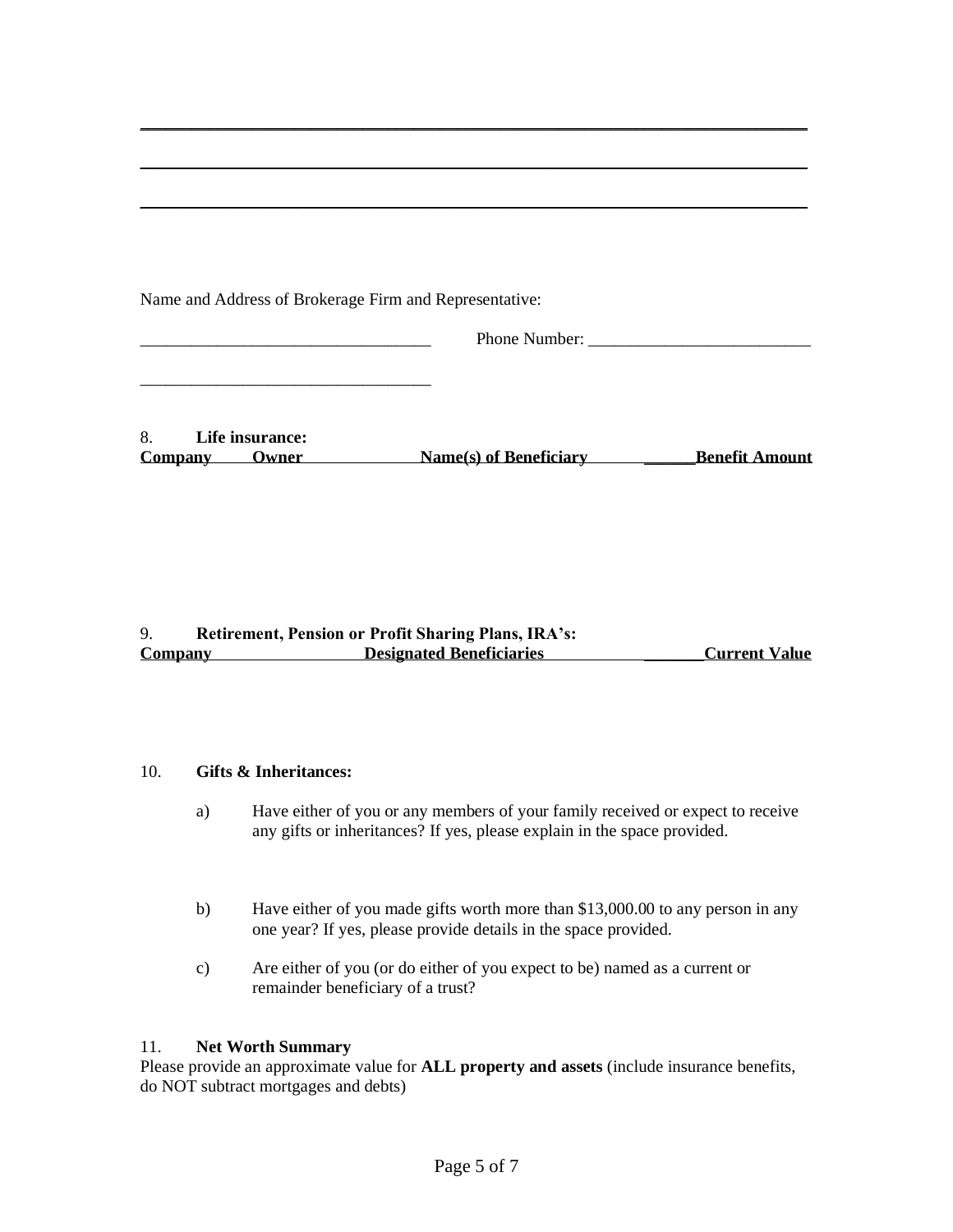\_\_\_\_\_\_\_\_\_\_\_\_\_\_\_\_\_\_\_\_\_\_\_\_\_\_\_\_\_\_\_\_\_\_\_\_\_\_\_\_\_\_\_\_\_\_\_\_\_\_\_\_\_\_\_\_\_\_\_\_\_\_\_\_\_\_\_\_\_\_

\_\_\_\_\_\_\_\_\_\_\_\_\_\_\_\_\_\_\_\_\_\_\_\_\_\_\_\_\_\_\_\_\_\_\_\_\_\_\_\_\_\_\_\_\_\_\_\_\_\_\_\_\_\_\_\_\_\_\_\_\_\_\_\_\_\_\_\_\_\_

\_\_\_\_\_\_\_\_\_\_\_\_\_\_\_\_\_\_\_\_\_\_\_\_\_\_\_\_\_\_\_\_\_\_\_\_\_\_\_\_\_\_\_\_\_\_\_\_\_\_\_\_\_\_\_\_\_\_\_\_\_\_\_\_\_\_\_\_\_\_

Name and Address of Brokerage Firm and Representative:

\_\_\_\_\_\_\_\_\_\_\_\_\_\_\_\_\_\_\_\_\_\_\_\_\_\_\_\_\_\_\_\_\_\_ Phone Number: \_\_\_\_\_\_\_\_\_\_\_\_\_\_\_\_\_\_\_\_\_\_\_\_\_\_

\_\_\_\_\_\_\_\_\_\_\_\_\_\_\_\_\_\_\_\_\_\_\_\_\_\_\_\_\_\_\_\_\_\_

8. **Life insurance:**

| Company | Owner | Name(s) of Beneficiary | Benefit Amount |
|---|---|---|---|

9. **Retirement, Pension or Profit Sharing Plans, IRA's:**

| Company | Designated Beneficiaries | Current Value |
|---|---|---|

10. **Gifts & Inheritances:**

 a) Have either of you or any members of your family received or expect to receive any gifts or inheritances? If yes, please explain in the space provided.

 b) Have either of you made gifts worth more than $13,000.00 to any person in any one year? If yes, please provide details in the space provided.

 c) Are either of you (or do either of you expect to be) named as a current or remainder beneficiary of a trust?

11. **Net Worth Summary**

Please provide an approximate value for **ALL property and assets** (include insurance benefits, do NOT subtract mortgages and debts)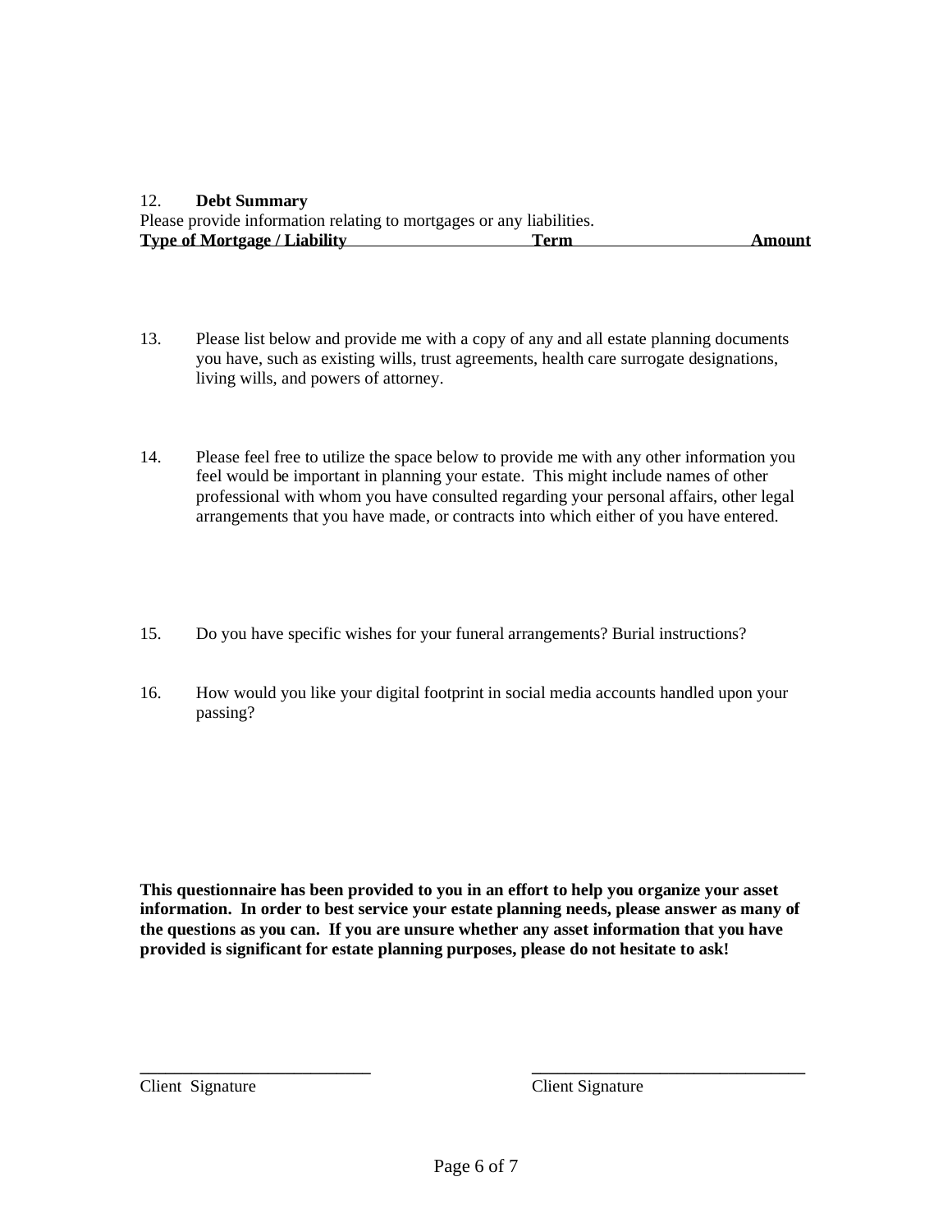12. **Debt Summary**

Please provide information relating to mortgages or any liabilities.

| Type of Mortgage / Liability | Term | Amount |
|---|---|---|

13. Please list below and provide me with a copy of any and all estate planning documents you have, such as existing wills, trust agreements, health care surrogate designations, living wills, and powers of attorney.

14. Please feel free to utilize the space below to provide me with any other information you feel would be important in planning your estate. This might include names of other professional with whom you have consulted regarding your personal affairs, other legal arrangements that you have made, or contracts into which either of you have entered.

15. Do you have specific wishes for your funeral arrangements? Burial instructions?

16. How would you like your digital footprint in social media accounts handled upon your passing?

**This questionnaire has been provided to you in an effort to help you organize your asset information. In order to best service your estate planning needs, please answer as many of the questions as you can. If you are unsure whether any asset information that you have provided is significant for estate planning purposes, please do not hesitate to ask!**

___________________________ Client Signature

___________________________ Client Signature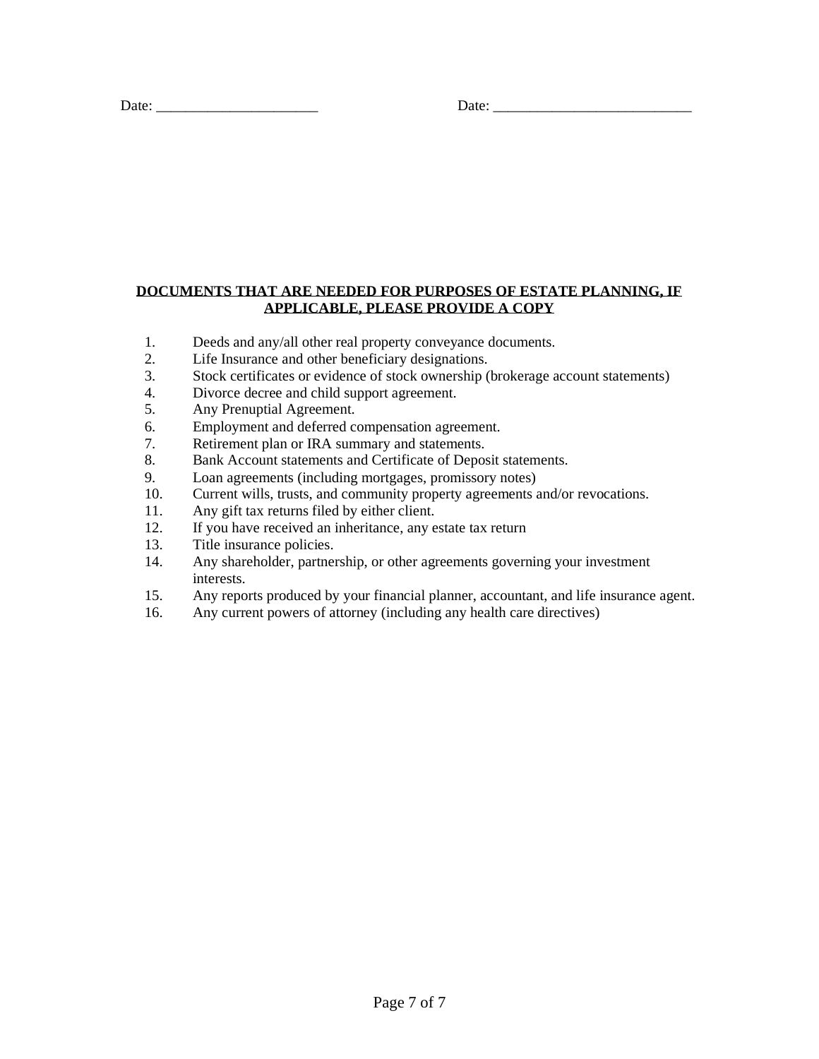Date: ______________________ Date: ___________________________

**<u>DOCUMENTS THAT ARE NEEDED FOR PURPOSES OF ESTATE PLANNING, IF APPLICABLE, PLEASE PROVIDE A COPY</u>**

1. Deeds and any/all other real property conveyance documents.
2. Life Insurance and other beneficiary designations.
3. Stock certificates or evidence of stock ownership (brokerage account statements)
4. Divorce decree and child support agreement.
5. Any Prenuptial Agreement.
6. Employment and deferred compensation agreement.
7. Retirement plan or IRA summary and statements.
8. Bank Account statements and Certificate of Deposit statements.
9. Loan agreements (including mortgages, promissory notes)
10. Current wills, trusts, and community property agreements and/or revocations.
11. Any gift tax returns filed by either client.
12. If you have received an inheritance, any estate tax return
13. Title insurance policies.
14. Any shareholder, partnership, or other agreements governing your investment interests.
15. Any reports produced by your financial planner, accountant, and life insurance agent.
16. Any current powers of attorney (including any health care directives)